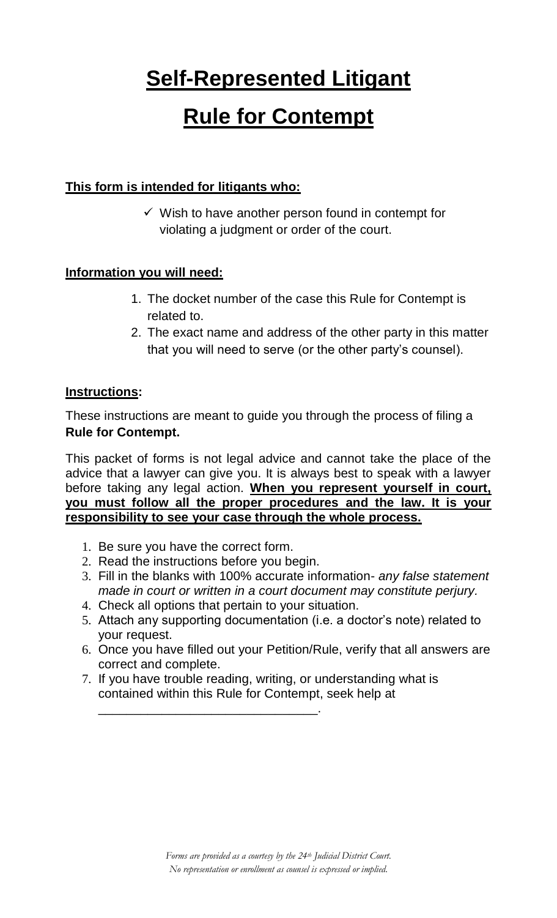# Self-Represented Litigant

# Rule for Contempt

**This form is intended for litigants who:**

- ✓ Wish to have another person found in contempt for violating a judgment or order of the court.

**Information you will need:**

1. The docket number of the case this Rule for Contempt is related to.
2. The exact name and address of the other party in this matter that you will need to serve (or the other party's counsel).

**Instructions:**

These instructions are meant to guide you through the process of filing a **Rule for Contempt.**

This packet of forms is not legal advice and cannot take the place of the advice that a lawyer can give you. It is always best to speak with a lawyer before taking any legal action. **When you represent yourself in court, you must follow all the proper procedures and the law. It is your responsibility to see your case through the whole process.**

1. Be sure you have the correct form.
2. Read the instructions before you begin.
3. Fill in the blanks with 100% accurate information- *any false statement made in court or written in a court document may constitute perjury.*
4. Check all options that pertain to your situation.
5. Attach any supporting documentation (i.e. a doctor's note) related to your request.
6. Once you have filled out your Petition/Rule, verify that all answers are correct and complete.
7. If you have trouble reading, writing, or understanding what is contained within this Rule for Contempt, seek help at _______________________________.

*Forms are provided as a courtesy by the 24th Judicial District Court.*
*No representation or enrollment as counsel is expressed or implied.*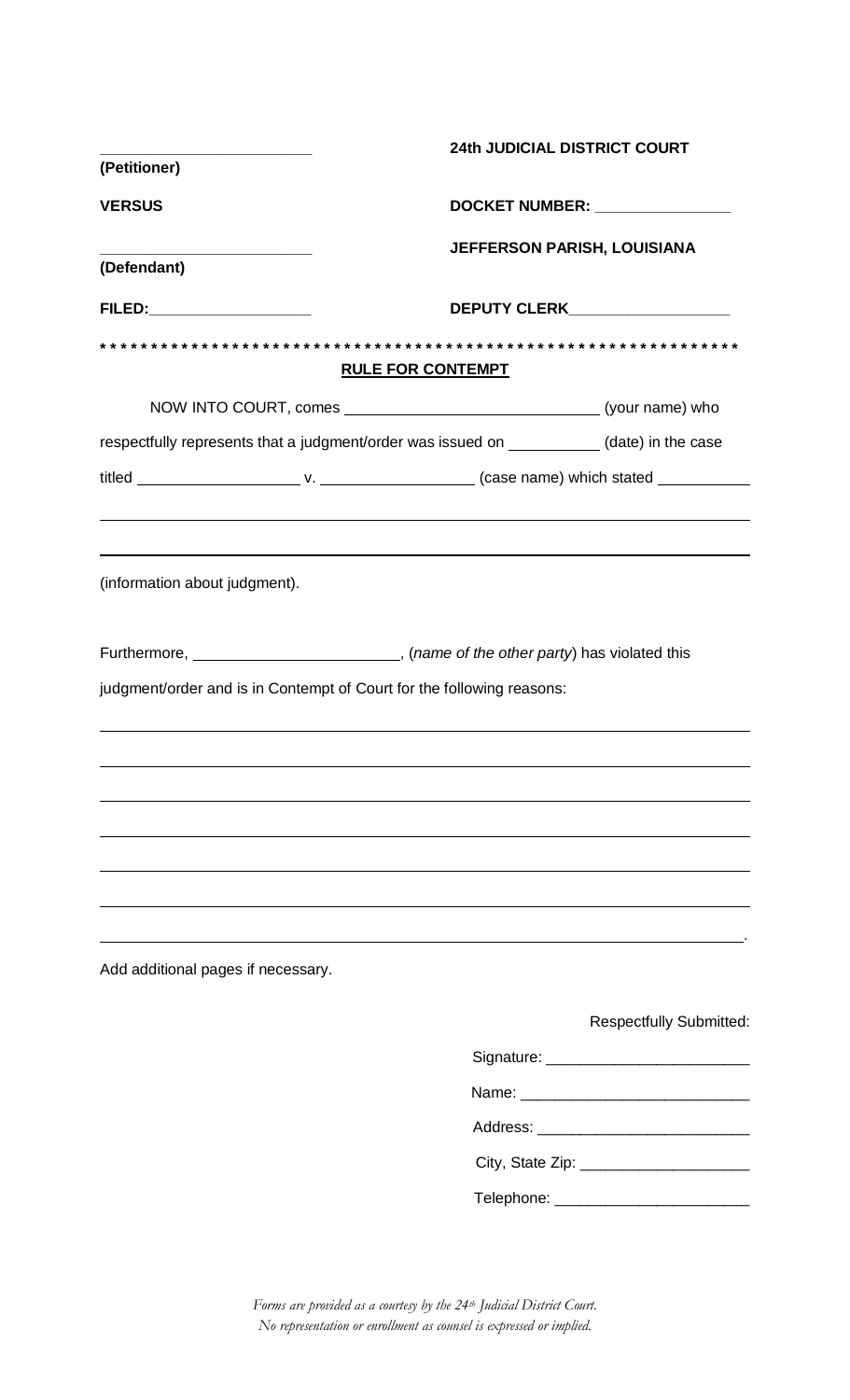| **\_\_\_\_\_\_\_\_\_\_\_\_\_\_\_\_\_\_\_\_\_\_\_\_** | **24th JUDICIAL DISTRICT COURT** |
|---|---|
| **(Petitioner)** | |
| **VERSUS** | **DOCKET NUMBER: \_\_\_\_\_\_\_\_\_\_\_\_\_\_\_\_** |
| **\_\_\_\_\_\_\_\_\_\_\_\_\_\_\_\_\_\_\_\_\_\_\_\_** | **JEFFERSON PARISH, LOUISIANA** |
| **(Defendant)** | |
| **FILED:\_\_\_\_\_\_\_\_\_\_\_\_\_\_\_\_\_\_\_** | **DEPUTY CLERK\_\_\_\_\_\_\_\_\_\_\_\_\_\_\_\_\_\_** |

**\* \* \* \* \* \* \* \* \* \* \* \* \* \* \* \* \* \* \* \* \* \* \* \* \* \* \* \* \* \* \* \* \* \* \* \* \* \* \* \* \* \* \* \* \* \* \* \* \* \* \* \* \* \* \* \* \* \* \* \* \* \* \***

**RULE FOR CONTEMPT**

NOW INTO COURT, comes \_\_\_\_\_\_\_\_\_\_\_\_\_\_\_\_\_\_\_\_\_\_\_\_\_\_\_\_\_\_ (your name) who respectfully represents that a judgment/order was issued on \_\_\_\_\_\_\_\_\_\_\_ (date) in the case titled \_\_\_\_\_\_\_\_\_\_\_\_\_\_\_\_\_\_\_\_ v. \_\_\_\_\_\_\_\_\_\_\_\_\_\_\_\_\_\_ (case name) which stated \_\_\_\_\_\_\_\_\_\_\_

\_\_\_\_\_\_\_\_\_\_\_\_\_\_\_\_\_\_\_\_\_\_\_\_\_\_\_\_\_\_\_\_\_\_\_\_\_\_\_\_\_\_\_\_\_\_\_\_\_\_\_\_\_\_\_\_\_\_\_\_\_\_\_\_\_\_\_\_\_\_\_\_\_\_\_\_\_\_

\_\_\_\_\_\_\_\_\_\_\_\_\_\_\_\_\_\_\_\_\_\_\_\_\_\_\_\_\_\_\_\_\_\_\_\_\_\_\_\_\_\_\_\_\_\_\_\_\_\_\_\_\_\_\_\_\_\_\_\_\_\_\_\_\_\_\_\_\_\_\_\_\_\_\_\_\_\_

(information about judgment).

Furthermore, \_\_\_\_\_\_\_\_\_\_\_\_\_\_\_\_\_\_\_\_\_\_\_\_\_, (*name of the other party*) has violated this judgment/order and is in Contempt of Court for the following reasons:

\_\_\_\_\_\_\_\_\_\_\_\_\_\_\_\_\_\_\_\_\_\_\_\_\_\_\_\_\_\_\_\_\_\_\_\_\_\_\_\_\_\_\_\_\_\_\_\_\_\_\_\_\_\_\_\_\_\_\_\_\_\_\_\_\_\_\_\_\_\_\_\_\_\_\_\_\_\_

\_\_\_\_\_\_\_\_\_\_\_\_\_\_\_\_\_\_\_\_\_\_\_\_\_\_\_\_\_\_\_\_\_\_\_\_\_\_\_\_\_\_\_\_\_\_\_\_\_\_\_\_\_\_\_\_\_\_\_\_\_\_\_\_\_\_\_\_\_\_\_\_\_\_\_\_\_\_

\_\_\_\_\_\_\_\_\_\_\_\_\_\_\_\_\_\_\_\_\_\_\_\_\_\_\_\_\_\_\_\_\_\_\_\_\_\_\_\_\_\_\_\_\_\_\_\_\_\_\_\_\_\_\_\_\_\_\_\_\_\_\_\_\_\_\_\_\_\_\_\_\_\_\_\_\_\_

\_\_\_\_\_\_\_\_\_\_\_\_\_\_\_\_\_\_\_\_\_\_\_\_\_\_\_\_\_\_\_\_\_\_\_\_\_\_\_\_\_\_\_\_\_\_\_\_\_\_\_\_\_\_\_\_\_\_\_\_\_\_\_\_\_\_\_\_\_\_\_\_\_\_\_\_\_\_

\_\_\_\_\_\_\_\_\_\_\_\_\_\_\_\_\_\_\_\_\_\_\_\_\_\_\_\_\_\_\_\_\_\_\_\_\_\_\_\_\_\_\_\_\_\_\_\_\_\_\_\_\_\_\_\_\_\_\_\_\_\_\_\_\_\_\_\_\_\_\_\_\_\_\_\_\_\_

\_\_\_\_\_\_\_\_\_\_\_\_\_\_\_\_\_\_\_\_\_\_\_\_\_\_\_\_\_\_\_\_\_\_\_\_\_\_\_\_\_\_\_\_\_\_\_\_\_\_\_\_\_\_\_\_\_\_\_\_\_\_\_\_\_\_\_\_\_\_\_\_\_\_\_\_\_\_

\_\_\_\_\_\_\_\_\_\_\_\_\_\_\_\_\_\_\_\_\_\_\_\_\_\_\_\_\_\_\_\_\_\_\_\_\_\_\_\_\_\_\_\_\_\_\_\_\_\_\_\_\_\_\_\_\_\_\_\_\_\_\_\_\_\_\_\_\_\_\_\_\_\_\_\_\_.

Add additional pages if necessary.

Respectfully Submitted:

Signature: \_\_\_\_\_\_\_\_\_\_\_\_\_\_\_\_\_\_\_\_\_\_\_\_

Name: \_\_\_\_\_\_\_\_\_\_\_\_\_\_\_\_\_\_\_\_\_\_\_\_\_\_\_

Address: \_\_\_\_\_\_\_\_\_\_\_\_\_\_\_\_\_\_\_\_\_\_\_\_\_

City, State Zip: \_\_\_\_\_\_\_\_\_\_\_\_\_\_\_\_\_\_\_\_

Telephone: \_\_\_\_\_\_\_\_\_\_\_\_\_\_\_\_\_\_\_\_\_\_\_

*Forms are provided as a courtesy by the 24th Judicial District Court.*
*No representation or enrollment as counsel is expressed or implied.*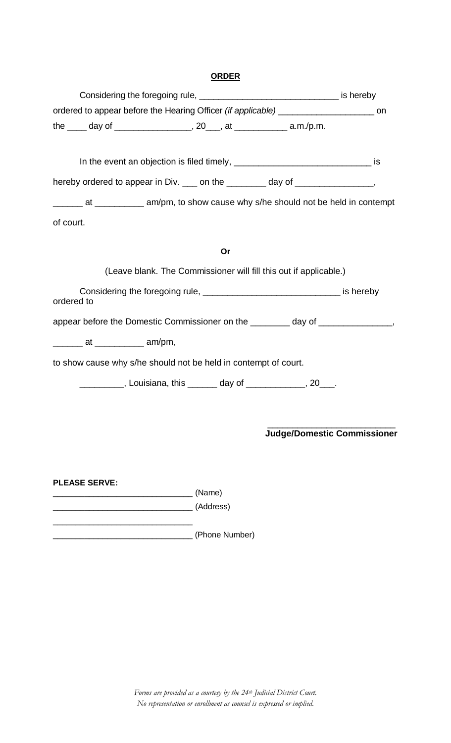**ORDER**

Considering the foregoing rule, ____________________________ is hereby ordered to appear before the Hearing Officer *(if applicable)* ____________________ on the ____ day of ________________, 20___, at ___________ a.m./p.m.

In the event an objection is filed timely, ____________________________ is hereby ordered to appear in Div. ___ on the ________ day of ________________, ______ at __________ am/pm, to show cause why s/he should not be held in contempt of court.

**Or**

(Leave blank. The Commissioner will fill this out if applicable.)

Considering the foregoing rule, ___________________________ is hereby ordered to

appear before the Domestic Commissioner on the ________ day of _______________,

______ at __________ am/pm,

to show cause why s/he should not be held in contempt of court.

_________, Louisiana, this ______ day of ____________, 20___.

__________________________
**Judge/Domestic Commissioner**

**PLEASE SERVE:**

_____________________________ (Name)

_____________________________ (Address)

_____________________________

_____________________________ (Phone Number)

*Forms are provided as a courtesy by the 24th Judicial District Court. No representation or enrollment as counsel is expressed or implied.*